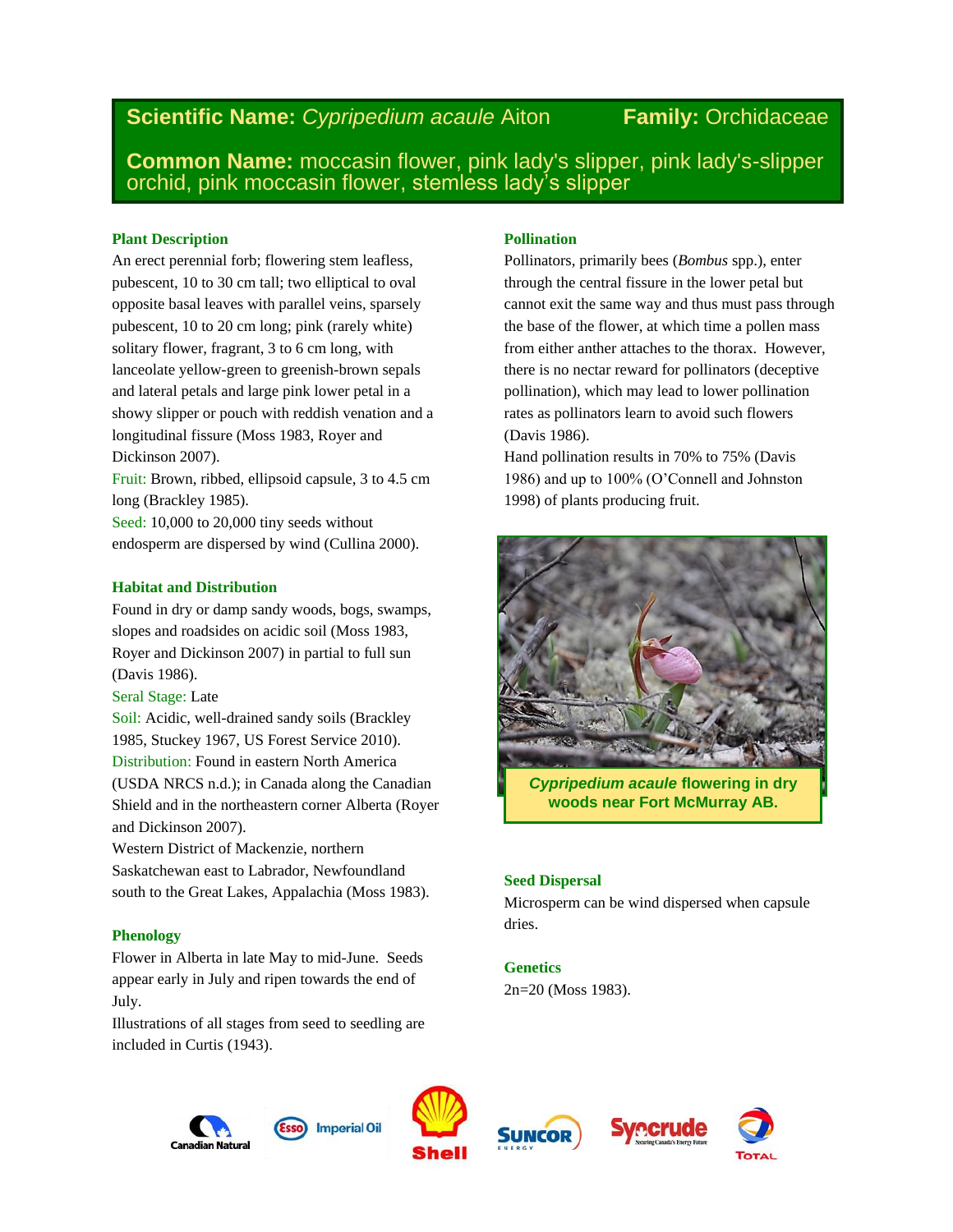**Scientific Name:** *Cypripedium acaule* Aiton **Family:** Orchidaceae

**Common Name:** moccasin flower, pink lady's slipper, pink lady's-slipper orchid, pink moccasin flower, stemless lady's slipper

## Plant Description

An erect perennial forb; flowering stem leafless, pubescent, 10 to 30 cm tall; two elliptical to oval opposite basal leaves with parallel veins, sparsely pubescent, 10 to 20 cm long; pink (rarely white) solitary flower, fragrant, 3 to 6 cm long, with lanceolate yellow-green to greenish-brown sepals and lateral petals and large pink lower petal in a showy slipper or pouch with reddish venation and a longitudinal fissure (Moss 1983, Royer and Dickinson 2007).

Fruit: Brown, ribbed, ellipsoid capsule, 3 to 4.5 cm long (Brackley 1985).

Seed: 10,000 to 20,000 tiny seeds without endosperm are dispersed by wind (Cullina 2000).

## Habitat and Distribution

Found in dry or damp sandy woods, bogs, swamps, slopes and roadsides on acidic soil (Moss 1983, Royer and Dickinson 2007) in partial to full sun (Davis 1986).

Seral Stage: Late

Soil: Acidic, well-drained sandy soils (Brackley 1985, Stuckey 1967, US Forest Service 2010).

Distribution: Found in eastern North America (USDA NRCS n.d.); in Canada along the Canadian Shield and in the northeastern corner Alberta (Royer and Dickinson 2007).

Western District of Mackenzie, northern Saskatchewan east to Labrador, Newfoundland south to the Great Lakes, Appalachia (Moss 1983).

## Phenology

Flower in Alberta in late May to mid-June. Seeds appear early in July and ripen towards the end of July.

Illustrations of all stages from seed to seedling are included in Curtis (1943).

## Pollination

Pollinators, primarily bees (*Bombus* spp.), enter through the central fissure in the lower petal but cannot exit the same way and thus must pass through the base of the flower, at which time a pollen mass from either anther attaches to the thorax. However, there is no nectar reward for pollinators (deceptive pollination), which may lead to lower pollination rates as pollinators learn to avoid such flowers (Davis 1986).

Hand pollination results in 70% to 75% (Davis 1986) and up to 100% (O'Connell and Johnston 1998) of plants producing fruit.

***Cypripedium acaule*** **flowering in dry woods near Fort McMurray AB.**

## Seed Dispersal

Microsperm can be wind dispersed when capsule dries.

## Genetics

2n=20 (Moss 1983).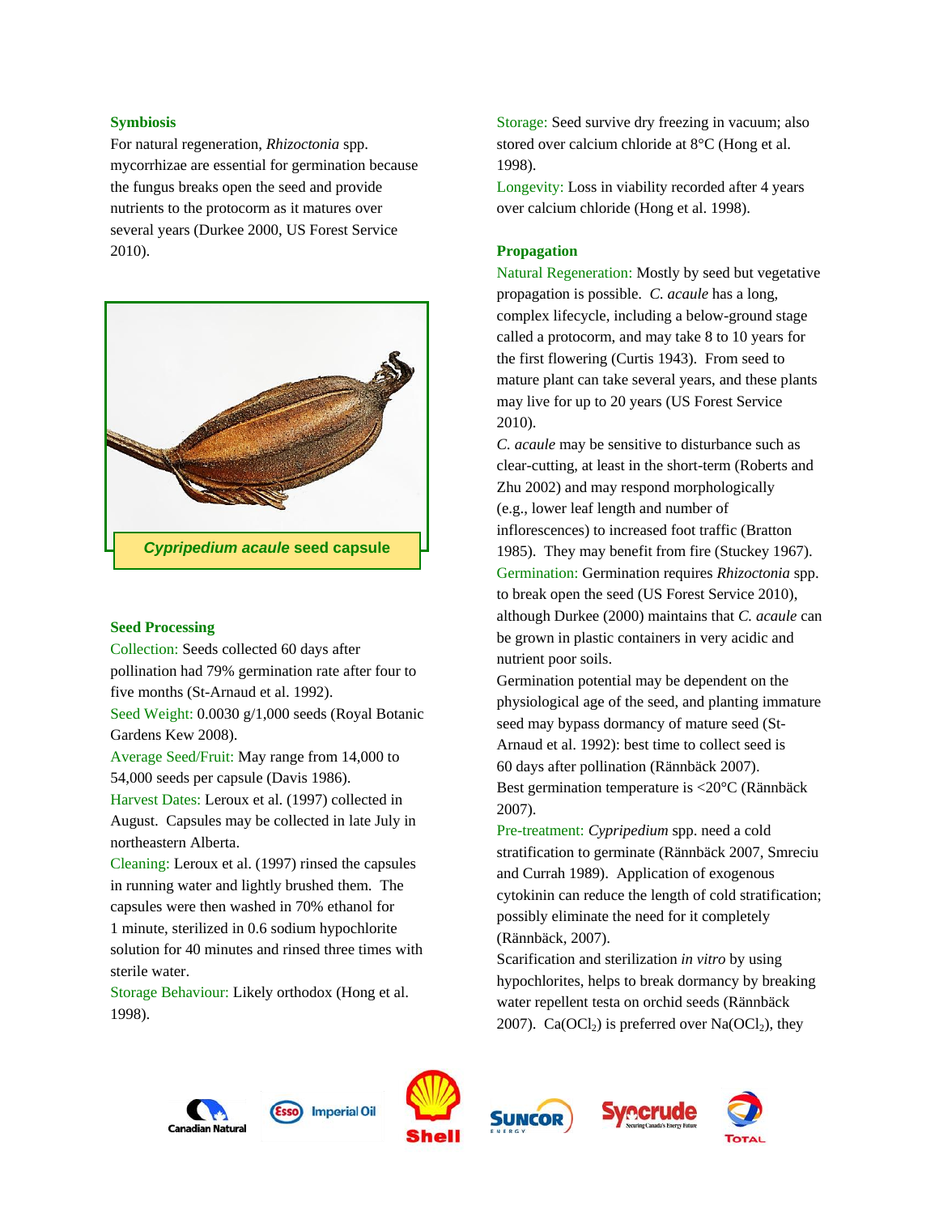### Symbiosis

For natural regeneration, *Rhizoctonia* spp. mycorrhizae are essential for germination because the fungus breaks open the seed and provide nutrients to the protocorm as it matures over several years (Durkee 2000, US Forest Service 2010).

***Cypripedium acaule*** **seed capsule**

### Seed Processing

Collection: Seeds collected 60 days after pollination had 79% germination rate after four to five months (St-Arnaud et al. 1992).

Seed Weight: 0.0030 g/1,000 seeds (Royal Botanic Gardens Kew 2008).

Average Seed/Fruit: May range from 14,000 to 54,000 seeds per capsule (Davis 1986).

Harvest Dates: Leroux et al. (1997) collected in August. Capsules may be collected in late July in northeastern Alberta.

Cleaning: Leroux et al. (1997) rinsed the capsules in running water and lightly brushed them. The capsules were then washed in 70% ethanol for 1 minute, sterilized in 0.6 sodium hypochlorite solution for 40 minutes and rinsed three times with sterile water.

Storage Behaviour: Likely orthodox (Hong et al. 1998).

Storage: Seed survive dry freezing in vacuum; also stored over calcium chloride at 8°C (Hong et al. 1998).

Longevity: Loss in viability recorded after 4 years over calcium chloride (Hong et al. 1998).

### Propagation

Natural Regeneration: Mostly by seed but vegetative propagation is possible. *C. acaule* has a long, complex lifecycle, including a below-ground stage called a protocorm, and may take 8 to 10 years for the first flowering (Curtis 1943). From seed to mature plant can take several years, and these plants may live for up to 20 years (US Forest Service 2010).

*C. acaule* may be sensitive to disturbance such as clear-cutting, at least in the short-term (Roberts and Zhu 2002) and may respond morphologically (e.g., lower leaf length and number of inflorescences) to increased foot traffic (Bratton 1985). They may benefit from fire (Stuckey 1967).

Germination: Germination requires *Rhizoctonia* spp. to break open the seed (US Forest Service 2010), although Durkee (2000) maintains that *C. acaule* can be grown in plastic containers in very acidic and nutrient poor soils.

Germination potential may be dependent on the physiological age of the seed, and planting immature seed may bypass dormancy of mature seed (St-Arnaud et al. 1992): best time to collect seed is 60 days after pollination (Rännbäck 2007).

Best germination temperature is <20°C (Rännbäck 2007).

Pre-treatment: *Cypripedium* spp. need a cold stratification to germinate (Rännbäck 2007, Smreciu and Currah 1989). Application of exogenous cytokinin can reduce the length of cold stratification; possibly eliminate the need for it completely (Rännbäck, 2007).

Scarification and sterilization *in vitro* by using hypochlorites, helps to break dormancy by breaking water repellent testa on orchid seeds (Rännbäck 2007). $Ca(OCl_2)$ is preferred over $Na(OCl_2)$, they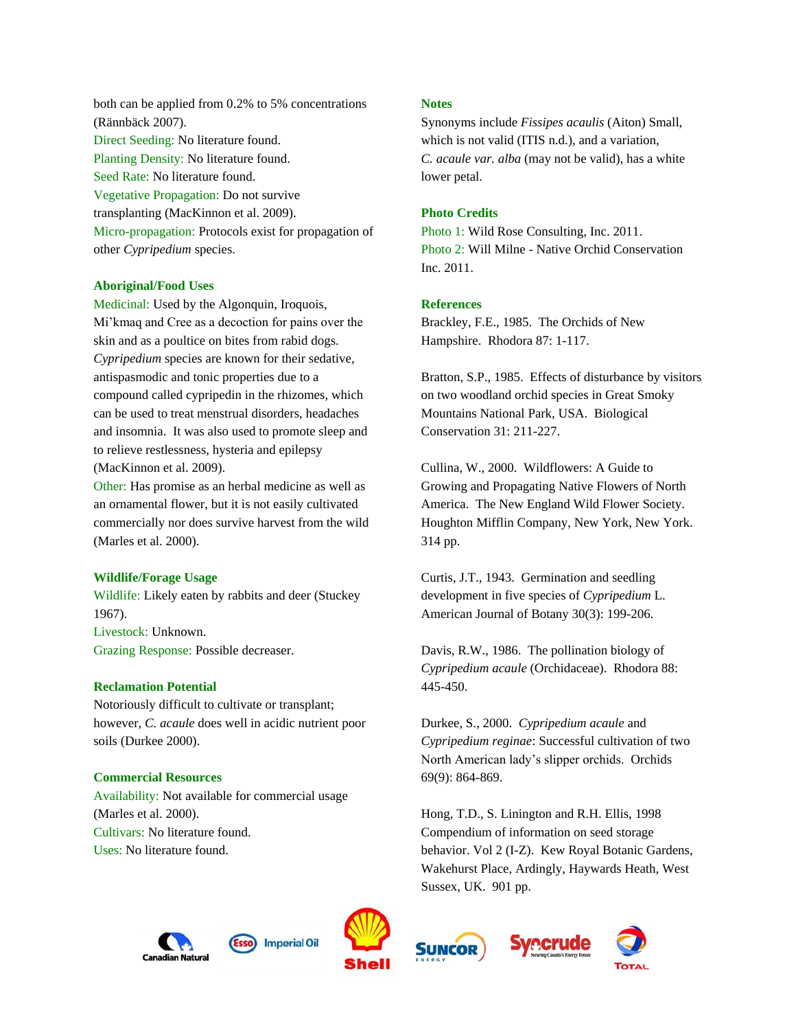both can be applied from 0.2% to 5% concentrations (Rännbäck 2007).

Direct Seeding: No literature found.

Planting Density: No literature found.

Seed Rate: No literature found.

Vegetative Propagation: Do not survive transplanting (MacKinnon et al. 2009).

Micro-propagation: Protocols exist for propagation of other *Cypripedium* species.

### Aboriginal/Food Uses

Medicinal: Used by the Algonquin, Iroquois, Mi'kmaq and Cree as a decoction for pains over the skin and as a poultice on bites from rabid dogs. *Cypripedium* species are known for their sedative, antispasmodic and tonic properties due to a compound called cypripedin in the rhizomes, which can be used to treat menstrual disorders, headaches and insomnia. It was also used to promote sleep and to relieve restlessness, hysteria and epilepsy (MacKinnon et al. 2009).

Other: Has promise as an herbal medicine as well as an ornamental flower, but it is not easily cultivated commercially nor does survive harvest from the wild (Marles et al. 2000).

### Wildlife/Forage Usage

Wildlife: Likely eaten by rabbits and deer (Stuckey 1967).

Livestock: Unknown.

Grazing Response: Possible decreaser.

### Reclamation Potential

Notoriously difficult to cultivate or transplant; however, *C. acaule* does well in acidic nutrient poor soils (Durkee 2000).

### Commercial Resources

Availability: Not available for commercial usage (Marles et al. 2000).

Cultivars: No literature found.

Uses: No literature found.

### Notes

Synonyms include *Fissipes acaulis* (Aiton) Small, which is not valid (ITIS n.d.), and a variation, *C. acaule var. alba* (may not be valid), has a white lower petal.

### Photo Credits

Photo 1: Wild Rose Consulting, Inc. 2011.

Photo 2: Will Milne - Native Orchid Conservation Inc. 2011.

### References

Brackley, F.E., 1985. The Orchids of New Hampshire. Rhodora 87: 1-117.

Bratton, S.P., 1985. Effects of disturbance by visitors on two woodland orchid species in Great Smoky Mountains National Park, USA. Biological Conservation 31: 211-227.

Cullina, W., 2000. Wildflowers: A Guide to Growing and Propagating Native Flowers of North America. The New England Wild Flower Society. Houghton Mifflin Company, New York, New York. 314 pp.

Curtis, J.T., 1943. Germination and seedling development in five species of *Cypripedium* L. American Journal of Botany 30(3): 199-206.

Davis, R.W., 1986. The pollination biology of *Cypripedium acaule* (Orchidaceae). Rhodora 88: 445-450.

Durkee, S., 2000. *Cypripedium acaule* and *Cypripedium reginae*: Successful cultivation of two North American lady's slipper orchids. Orchids 69(9): 864-869.

Hong, T.D., S. Linington and R.H. Ellis, 1998 Compendium of information on seed storage behavior. Vol 2 (I-Z). Kew Royal Botanic Gardens, Wakehurst Place, Ardingly, Haywards Heath, West Sussex, UK. 901 pp.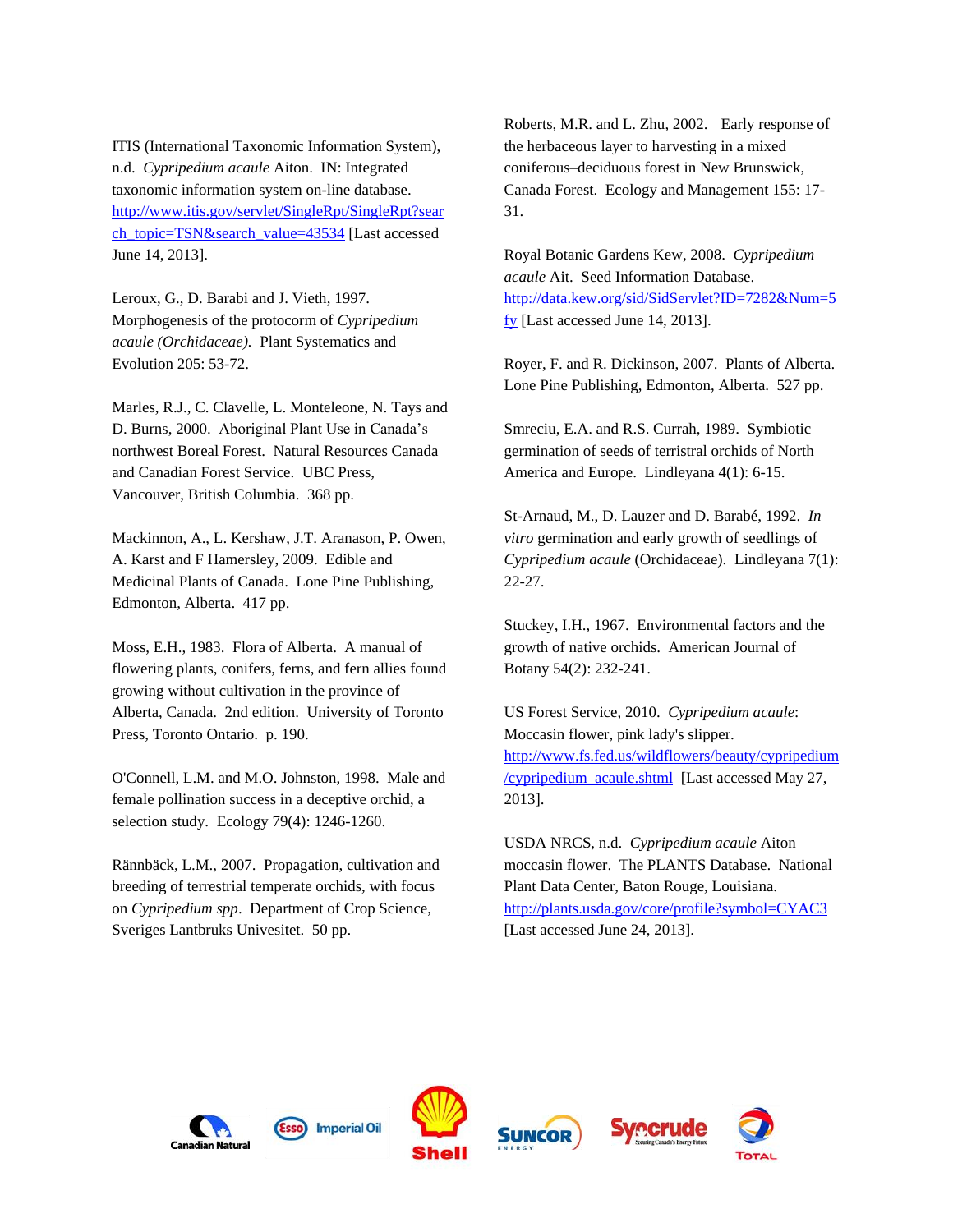ITIS (International Taxonomic Information System), n.d. *Cypripedium acaule* Aiton. IN: Integrated taxonomic information system on-line database. http://www.itis.gov/servlet/SingleRpt/SingleRpt?search_topic=TSN&search_value=43534 [Last accessed June 14, 2013].

Leroux, G., D. Barabi and J. Vieth, 1997. Morphogenesis of the protocorm of *Cypripedium acaule (Orchidaceae).* Plant Systematics and Evolution 205: 53-72.

Marles, R.J., C. Clavelle, L. Monteleone, N. Tays and D. Burns, 2000. Aboriginal Plant Use in Canada's northwest Boreal Forest. Natural Resources Canada and Canadian Forest Service. UBC Press, Vancouver, British Columbia. 368 pp.

Mackinnon, A., L. Kershaw, J.T. Aranason, P. Owen, A. Karst and F Hamersley, 2009. Edible and Medicinal Plants of Canada. Lone Pine Publishing, Edmonton, Alberta. 417 pp.

Moss, E.H., 1983. Flora of Alberta. A manual of flowering plants, conifers, ferns, and fern allies found growing without cultivation in the province of Alberta, Canada. 2nd edition. University of Toronto Press, Toronto Ontario. p. 190.

O'Connell, L.M. and M.O. Johnston, 1998. Male and female pollination success in a deceptive orchid, a selection study. Ecology 79(4): 1246-1260.

Rännbäck, L.M., 2007. Propagation, cultivation and breeding of terrestrial temperate orchids, with focus on *Cypripedium spp*. Department of Crop Science, Sveriges Lantbruks Univesitet. 50 pp.

Roberts, M.R. and L. Zhu, 2002. Early response of the herbaceous layer to harvesting in a mixed coniferous–deciduous forest in New Brunswick, Canada Forest. Ecology and Management 155: 17-31.

Royal Botanic Gardens Kew, 2008. *Cypripedium acaule* Ait. Seed Information Database. http://data.kew.org/sid/SidServlet?ID=7282&Num=5fy [Last accessed June 14, 2013].

Royer, F. and R. Dickinson, 2007. Plants of Alberta. Lone Pine Publishing, Edmonton, Alberta. 527 pp.

Smreciu, E.A. and R.S. Currah, 1989. Symbiotic germination of seeds of terristral orchids of North America and Europe. Lindleyana 4(1): 6-15.

St-Arnaud, M., D. Lauzer and D. Barabé, 1992. *In vitro* germination and early growth of seedlings of *Cypripedium acaule* (Orchidaceae). Lindleyana 7(1): 22-27.

Stuckey, I.H., 1967. Environmental factors and the growth of native orchids. American Journal of Botany 54(2): 232-241.

US Forest Service, 2010. *Cypripedium acaule*: Moccasin flower, pink lady's slipper. http://www.fs.fed.us/wildflowers/beauty/cypripedium/cypripedium_acaule.shtml [Last accessed May 27, 2013].

USDA NRCS, n.d. *Cypripedium acaule* Aiton moccasin flower. The PLANTS Database. National Plant Data Center, Baton Rouge, Louisiana. http://plants.usda.gov/core/profile?symbol=CYAC3 [Last accessed June 24, 2013].